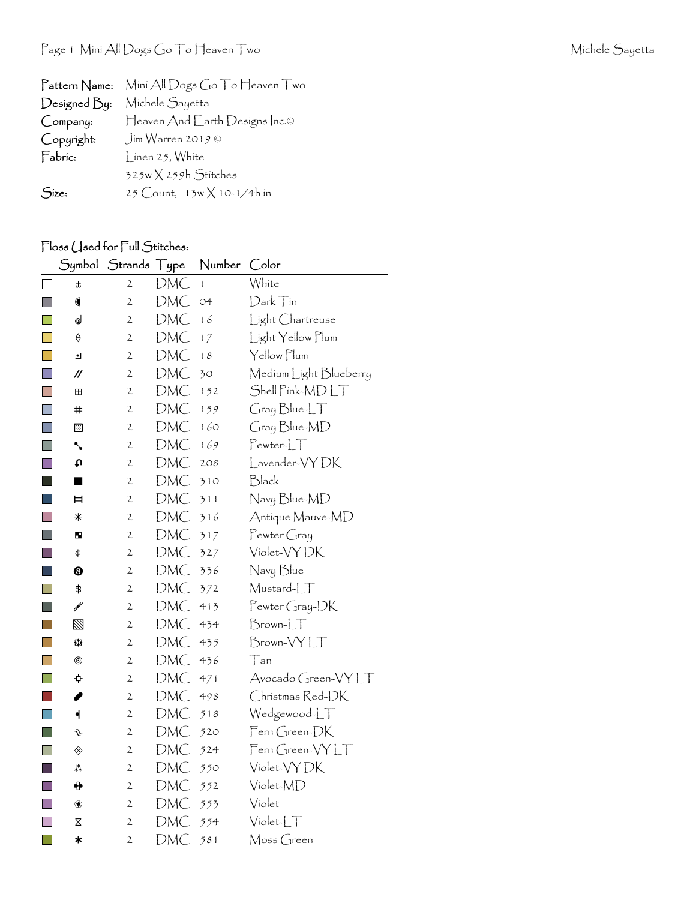**Pattern Name:** Mini All Dogs Go To Heaven Two
**Designed By:** Michele Sayetta
**Company:** Heaven And Earth Designs Inc.©
**Copyright:** Jim Warren 2019 ©
**Fabric:** Linen 25, White
325w X 259h Stitches
**Size:** 25 Count, 13w X 10-1/4h in

## Floss Used for Full Stitches:

| Symbol | Strands | Type | Number | Color |
|---|---|---|---|---|
| ⚓ | 2 | DMC | 1 | White |
| ◖ | 2 | DMC | 04 | Dark Tin |
| ☌ | 2 | DMC | 16 | Light Chartreuse |
| ⟠ | 2 | DMC | 17 | Light Yellow Plum |
| ◪ | 2 | DMC | 18 | Yellow Plum |
| // | 2 | DMC | 30 | Medium Light Blueberry |
| ⊞ | 2 | DMC | 152 | Shell Pink-MD LT |
| # | 2 | DMC | 159 | Gray Blue-LT |
| ▩ | 2 | DMC | 160 | Gray Blue-MD |
| ↘ | 2 | DMC | 169 | Pewter-LT |
| ↶ | 2 | DMC | 208 | Lavender-VY DK |
| ■ | 2 | DMC | 310 | Black |
| ⌶ | 2 | DMC | 311 | Navy Blue-MD |
| ✳ | 2 | DMC | 316 | Antique Mauve-MD |
| ◩ | 2 | DMC | 317 | Pewter Gray |
| ¢ | 2 | DMC | 327 | Violet-VY DK |
| ❽ | 2 | DMC | 336 | Navy Blue |
| $ | 2 | DMC | 372 | Mustard-LT |
| ⫽ | 2 | DMC | 413 | Pewter Gray-DK |
| ▧ | 2 | DMC | 434 | Brown-LT |
| ❂ | 2 | DMC | 435 | Brown-VY LT |
| ◎ | 2 | DMC | 436 | Tan |
| ⯐ | 2 | DMC | 471 | Avocado Green-VY LT |
| ⬮ | 2 | DMC | 498 | Christmas Red-DK |
| ◂ | 2 | DMC | 518 | Wedgewood-LT |
| ⤷ | 2 | DMC | 520 | Fern Green-DK |
| ◈ | 2 | DMC | 524 | Fern Green-VY LT |
| ⁂ | 2 | DMC | 550 | Violet-VY DK |
| ✚ | 2 | DMC | 552 | Violet-MD |
| ❀ | 2 | DMC | 553 | Violet |
| ⧖ | 2 | DMC | 554 | Violet-LT |
| ✱ | 2 | DMC | 581 | Moss Green |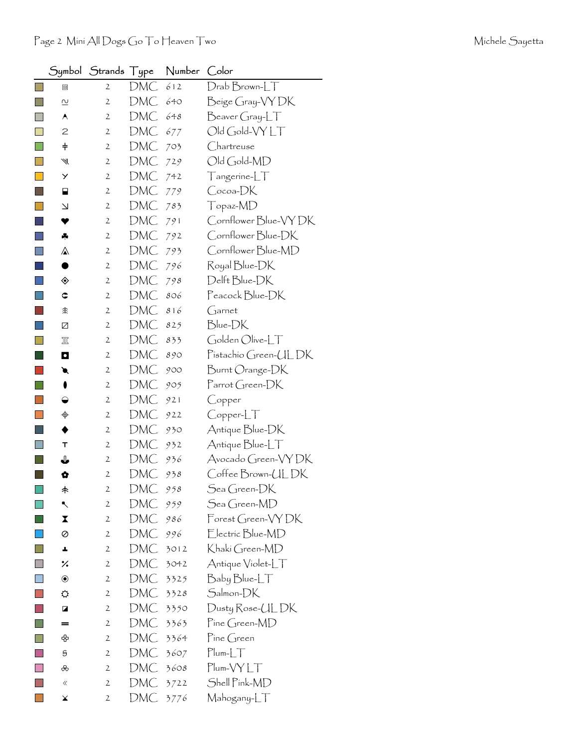| Symbol | Strands | Type | Number | Color |
|---|---|---|---|---|
| ▣ | 2 | DMC | 612 | Drab Brown-LT |
| ≈ | 2 | DMC | 640 | Beige Gray-VY DK |
| ⋏ | 2 | DMC | 648 | Beaver Gray-LT |
| 2 | 2 | DMC | 677 | Old Gold-VY LT |
| ǂ | 2 | DMC | 703 | Chartreuse |
| ⋙ | 2 | DMC | 729 | Old Gold-MD |
| Y | 2 | DMC | 742 | Tangerine-LT |
| ⬓ | 2 | DMC | 779 | Cocoa-DK |
| ↘ | 2 | DMC | 783 | Topaz-MD |
| ♥ | 2 | DMC | 791 | Cornflower Blue-VY DK |
| ♣ | 2 | DMC | 792 | Cornflower Blue-DK |
| ⚠ | 2 | DMC | 793 | Cornflower Blue-MD |
| ● | 2 | DMC | 796 | Royal Blue-DK |
| ◈ | 2 | DMC | 798 | Delft Blue-DK |
| ⊂ | 2 | DMC | 806 | Peacock Blue-DK |
| ⇞ | 2 | DMC | 816 | Garnet |
| ◪ | 2 | DMC | 825 | Blue-DK |
| ♖ | 2 | DMC | 833 | Golden Olive-LT |
| ◘ | 2 | DMC | 890 | Pistachio Green-UL DK |
| ↘ | 2 | DMC | 900 | Burnt Orange-DK |
| ⬮ | 2 | DMC | 905 | Parrot Green-DK |
| ◒ | 2 | DMC | 921 | Copper |
| ⌖ | 2 | DMC | 922 | Copper-LT |
| ◆ | 2 | DMC | 930 | Antique Blue-DK |
| T | 2 | DMC | 932 | Antique Blue-LT |
| ⚓ | 2 | DMC | 936 | Avocado Green-VY DK |
| ✿ | 2 | DMC | 938 | Coffee Brown-UL DK |
| ⚘ | 2 | DMC | 958 | Sea Green-DK |
| ↖ | 2 | DMC | 959 | Sea Green-MD |
| ⧗ | 2 | DMC | 986 | Forest Green-VY DK |
| ⊘ | 2 | DMC | 996 | Electric Blue-MD |
| ⊥ | 2 | DMC | 3012 | Khaki Green-MD |
| % | 2 | DMC | 3042 | Antique Violet-LT |
| ⦿ | 2 | DMC | 3325 | Baby Blue-LT |
| ☼ | 2 | DMC | 3328 | Salmon-DK |
| ◪ | 2 | DMC | 3350 | Dusty Rose-UL DK |
| ═ | 2 | DMC | 3363 | Pine Green-MD |
| ✣ | 2 | DMC | 3364 | Pine Green |
| § | 2 | DMC | 3607 | Plum-LT |
| ஃ | 2 | DMC | 3608 | Plum-VY LT |
| « | 2 | DMC | 3722 | Shell Pink-MD |
| ⪤ | 2 | DMC | 3776 | Mahogany-LT |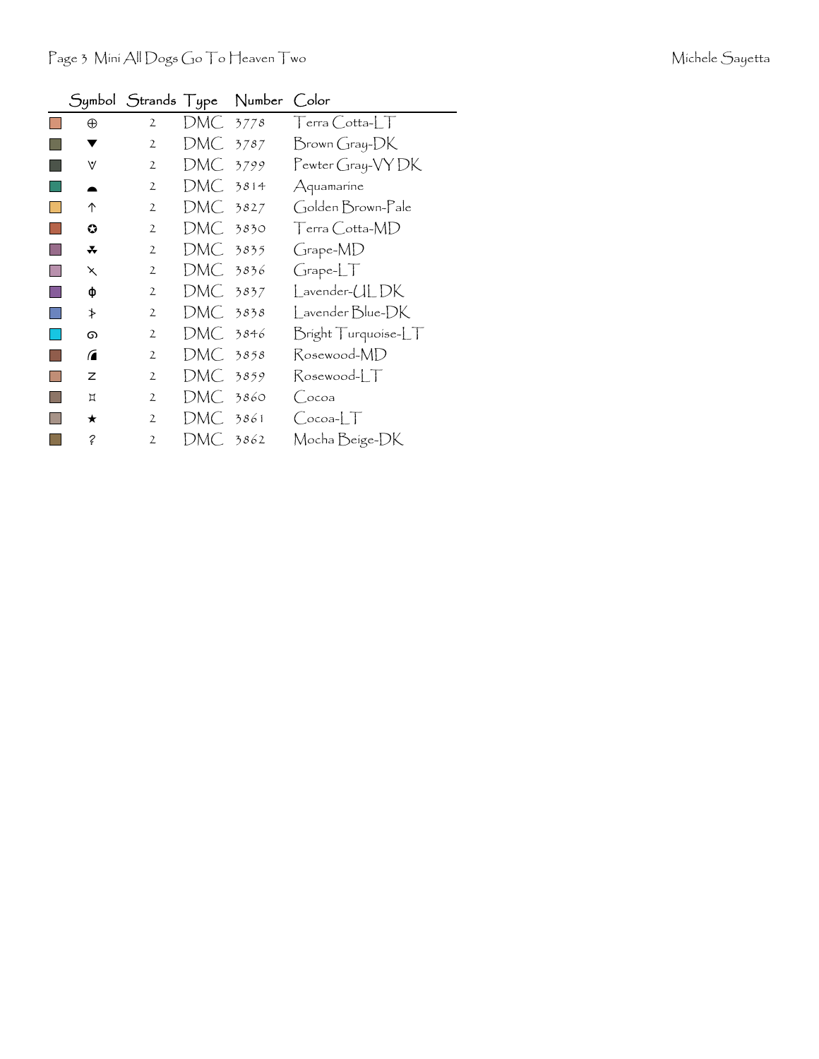| | Symbol | Strands | Type | Number | Color |
|---|---|---|---|---|---|
| | ⊕ | 2 | DMC | 3778 | Terra Cotta-LT |
| | ▼ | 2 | DMC | 3787 | Brown Gray-DK |
| | ∀ | 2 | DMC | 3799 | Pewter Gray-VY DK |
| | ◓ | 2 | DMC | 3814 | Aquamarine |
| | ↑ | 2 | DMC | 3827 | Golden Brown-Pale |
| | ✪ | 2 | DMC | 3830 | Terra Cotta-MD |
| | ⁂ | 2 | DMC | 3835 | Grape-MD |
| | ⤫ | 2 | DMC | 3836 | Grape-LT |
| | ɸ | 2 | DMC | 3837 | Lavender-UL DK |
| | ⊁ | 2 | DMC | 3838 | Lavender Blue-DK |
| | ๑ | 2 | DMC | 3846 | Bright Turquoise-LT |
| | ◭ | 2 | DMC | 3858 | Rosewood-MD |
| | z | 2 | DMC | 3859 | Rosewood-LT |
| | ⌑ | 2 | DMC | 3860 | Cocoa |
| | ★ | 2 | DMC | 3861 | Cocoa-LT |
| | ? | 2 | DMC | 3862 | Mocha Beige-DK |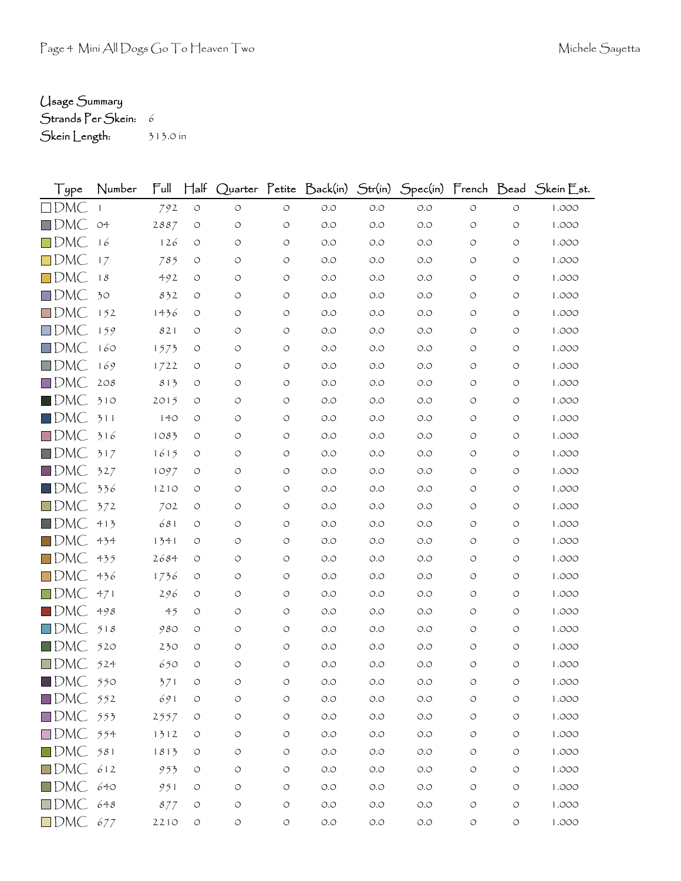Usage Summary
Strands Per Skein: 6
Skein Length: 313.0 in

| Type | Number | Full | Half | Quarter | Petite | Back(in) | Str(in) | Spec(in) | French | Bead | Skein Est. |
|---|---|---|---|---|---|---|---|---|---|---|---|
| DMC | 1 | 792 | 0 | 0 | 0 | 0.0 | 0.0 | 0.0 | 0 | 0 | 1.000 |
| DMC | 04 | 2887 | 0 | 0 | 0 | 0.0 | 0.0 | 0.0 | 0 | 0 | 1.000 |
| DMC | 16 | 126 | 0 | 0 | 0 | 0.0 | 0.0 | 0.0 | 0 | 0 | 1.000 |
| DMC | 17 | 785 | 0 | 0 | 0 | 0.0 | 0.0 | 0.0 | 0 | 0 | 1.000 |
| DMC | 18 | 492 | 0 | 0 | 0 | 0.0 | 0.0 | 0.0 | 0 | 0 | 1.000 |
| DMC | 30 | 832 | 0 | 0 | 0 | 0.0 | 0.0 | 0.0 | 0 | 0 | 1.000 |
| DMC | 152 | 1436 | 0 | 0 | 0 | 0.0 | 0.0 | 0.0 | 0 | 0 | 1.000 |
| DMC | 159 | 821 | 0 | 0 | 0 | 0.0 | 0.0 | 0.0 | 0 | 0 | 1.000 |
| DMC | 160 | 1573 | 0 | 0 | 0 | 0.0 | 0.0 | 0.0 | 0 | 0 | 1.000 |
| DMC | 169 | 1722 | 0 | 0 | 0 | 0.0 | 0.0 | 0.0 | 0 | 0 | 1.000 |
| DMC | 208 | 813 | 0 | 0 | 0 | 0.0 | 0.0 | 0.0 | 0 | 0 | 1.000 |
| DMC | 310 | 2015 | 0 | 0 | 0 | 0.0 | 0.0 | 0.0 | 0 | 0 | 1.000 |
| DMC | 311 | 140 | 0 | 0 | 0 | 0.0 | 0.0 | 0.0 | 0 | 0 | 1.000 |
| DMC | 316 | 1083 | 0 | 0 | 0 | 0.0 | 0.0 | 0.0 | 0 | 0 | 1.000 |
| DMC | 317 | 1615 | 0 | 0 | 0 | 0.0 | 0.0 | 0.0 | 0 | 0 | 1.000 |
| DMC | 327 | 1097 | 0 | 0 | 0 | 0.0 | 0.0 | 0.0 | 0 | 0 | 1.000 |
| DMC | 336 | 1210 | 0 | 0 | 0 | 0.0 | 0.0 | 0.0 | 0 | 0 | 1.000 |
| DMC | 372 | 702 | 0 | 0 | 0 | 0.0 | 0.0 | 0.0 | 0 | 0 | 1.000 |
| DMC | 413 | 681 | 0 | 0 | 0 | 0.0 | 0.0 | 0.0 | 0 | 0 | 1.000 |
| DMC | 434 | 1341 | 0 | 0 | 0 | 0.0 | 0.0 | 0.0 | 0 | 0 | 1.000 |
| DMC | 435 | 2684 | 0 | 0 | 0 | 0.0 | 0.0 | 0.0 | 0 | 0 | 1.000 |
| DMC | 436 | 1736 | 0 | 0 | 0 | 0.0 | 0.0 | 0.0 | 0 | 0 | 1.000 |
| DMC | 471 | 296 | 0 | 0 | 0 | 0.0 | 0.0 | 0.0 | 0 | 0 | 1.000 |
| DMC | 498 | 45 | 0 | 0 | 0 | 0.0 | 0.0 | 0.0 | 0 | 0 | 1.000 |
| DMC | 518 | 980 | 0 | 0 | 0 | 0.0 | 0.0 | 0.0 | 0 | 0 | 1.000 |
| DMC | 520 | 230 | 0 | 0 | 0 | 0.0 | 0.0 | 0.0 | 0 | 0 | 1.000 |
| DMC | 524 | 650 | 0 | 0 | 0 | 0.0 | 0.0 | 0.0 | 0 | 0 | 1.000 |
| DMC | 550 | 371 | 0 | 0 | 0 | 0.0 | 0.0 | 0.0 | 0 | 0 | 1.000 |
| DMC | 552 | 691 | 0 | 0 | 0 | 0.0 | 0.0 | 0.0 | 0 | 0 | 1.000 |
| DMC | 553 | 2557 | 0 | 0 | 0 | 0.0 | 0.0 | 0.0 | 0 | 0 | 1.000 |
| DMC | 554 | 1312 | 0 | 0 | 0 | 0.0 | 0.0 | 0.0 | 0 | 0 | 1.000 |
| DMC | 581 | 1813 | 0 | 0 | 0 | 0.0 | 0.0 | 0.0 | 0 | 0 | 1.000 |
| DMC | 612 | 953 | 0 | 0 | 0 | 0.0 | 0.0 | 0.0 | 0 | 0 | 1.000 |
| DMC | 640 | 951 | 0 | 0 | 0 | 0.0 | 0.0 | 0.0 | 0 | 0 | 1.000 |
| DMC | 648 | 877 | 0 | 0 | 0 | 0.0 | 0.0 | 0.0 | 0 | 0 | 1.000 |
| DMC | 677 | 2210 | 0 | 0 | 0 | 0.0 | 0.0 | 0.0 | 0 | 0 | 1.000 |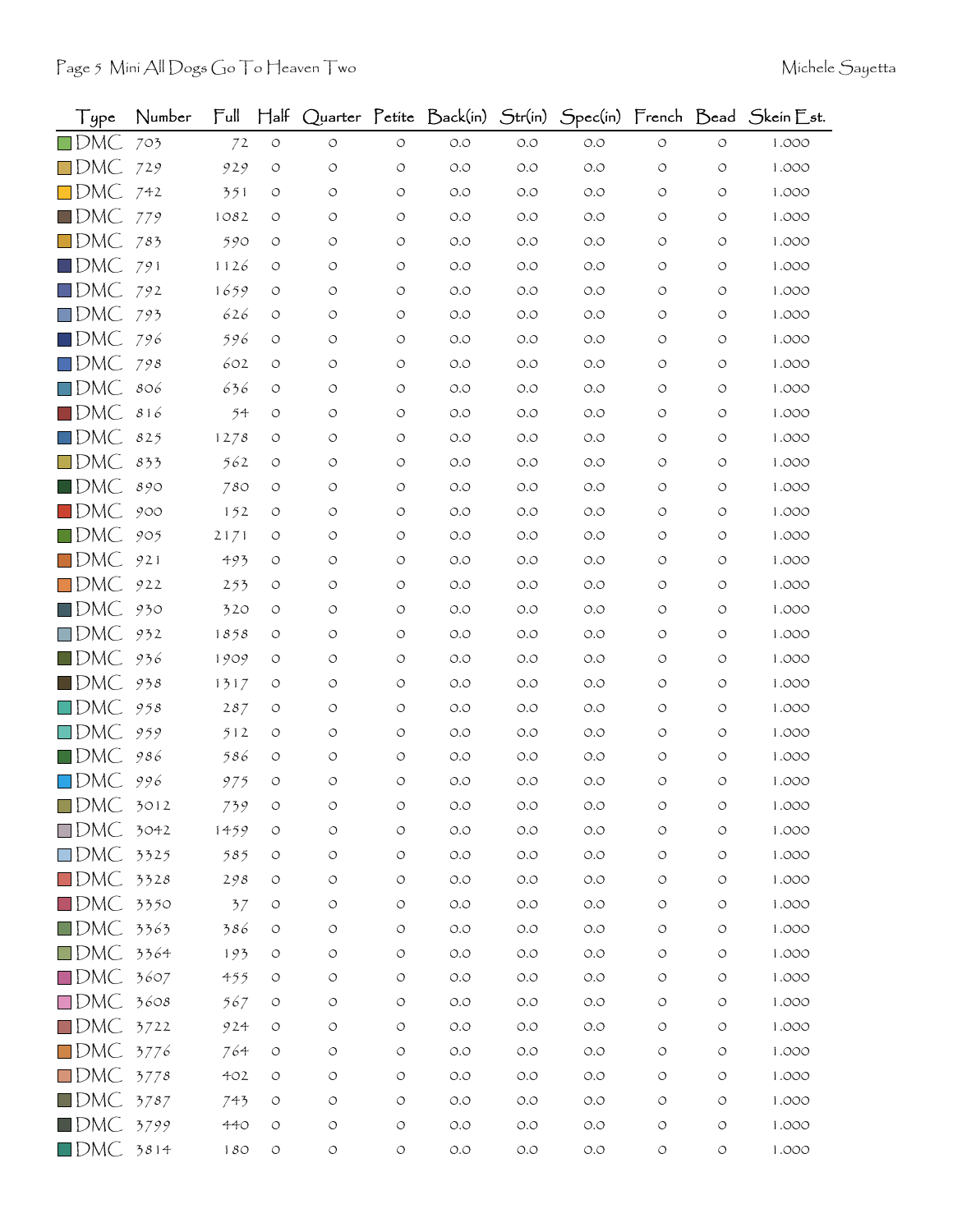| Type | Number | Full | Half | Quarter | Petite | Back(in) | Str(in) | Spec(in) | French | Bead | Skein Est. |
|---|---|---|---|---|---|---|---|---|---|---|---|
| DMC | 703 | 72 | 0 | 0 | 0 | 0.0 | 0.0 | 0.0 | 0 | 0 | 1.000 |
| DMC | 729 | 929 | 0 | 0 | 0 | 0.0 | 0.0 | 0.0 | 0 | 0 | 1.000 |
| DMC | 742 | 351 | 0 | 0 | 0 | 0.0 | 0.0 | 0.0 | 0 | 0 | 1.000 |
| DMC | 779 | 1082 | 0 | 0 | 0 | 0.0 | 0.0 | 0.0 | 0 | 0 | 1.000 |
| DMC | 783 | 590 | 0 | 0 | 0 | 0.0 | 0.0 | 0.0 | 0 | 0 | 1.000 |
| DMC | 791 | 1126 | 0 | 0 | 0 | 0.0 | 0.0 | 0.0 | 0 | 0 | 1.000 |
| DMC | 792 | 1659 | 0 | 0 | 0 | 0.0 | 0.0 | 0.0 | 0 | 0 | 1.000 |
| DMC | 793 | 626 | 0 | 0 | 0 | 0.0 | 0.0 | 0.0 | 0 | 0 | 1.000 |
| DMC | 796 | 596 | 0 | 0 | 0 | 0.0 | 0.0 | 0.0 | 0 | 0 | 1.000 |
| DMC | 798 | 602 | 0 | 0 | 0 | 0.0 | 0.0 | 0.0 | 0 | 0 | 1.000 |
| DMC | 806 | 636 | 0 | 0 | 0 | 0.0 | 0.0 | 0.0 | 0 | 0 | 1.000 |
| DMC | 816 | 54 | 0 | 0 | 0 | 0.0 | 0.0 | 0.0 | 0 | 0 | 1.000 |
| DMC | 825 | 1278 | 0 | 0 | 0 | 0.0 | 0.0 | 0.0 | 0 | 0 | 1.000 |
| DMC | 833 | 562 | 0 | 0 | 0 | 0.0 | 0.0 | 0.0 | 0 | 0 | 1.000 |
| DMC | 890 | 780 | 0 | 0 | 0 | 0.0 | 0.0 | 0.0 | 0 | 0 | 1.000 |
| DMC | 900 | 152 | 0 | 0 | 0 | 0.0 | 0.0 | 0.0 | 0 | 0 | 1.000 |
| DMC | 905 | 2171 | 0 | 0 | 0 | 0.0 | 0.0 | 0.0 | 0 | 0 | 1.000 |
| DMC | 921 | 493 | 0 | 0 | 0 | 0.0 | 0.0 | 0.0 | 0 | 0 | 1.000 |
| DMC | 922 | 253 | 0 | 0 | 0 | 0.0 | 0.0 | 0.0 | 0 | 0 | 1.000 |
| DMC | 930 | 320 | 0 | 0 | 0 | 0.0 | 0.0 | 0.0 | 0 | 0 | 1.000 |
| DMC | 932 | 1858 | 0 | 0 | 0 | 0.0 | 0.0 | 0.0 | 0 | 0 | 1.000 |
| DMC | 936 | 1909 | 0 | 0 | 0 | 0.0 | 0.0 | 0.0 | 0 | 0 | 1.000 |
| DMC | 938 | 1317 | 0 | 0 | 0 | 0.0 | 0.0 | 0.0 | 0 | 0 | 1.000 |
| DMC | 958 | 287 | 0 | 0 | 0 | 0.0 | 0.0 | 0.0 | 0 | 0 | 1.000 |
| DMC | 959 | 512 | 0 | 0 | 0 | 0.0 | 0.0 | 0.0 | 0 | 0 | 1.000 |
| DMC | 986 | 586 | 0 | 0 | 0 | 0.0 | 0.0 | 0.0 | 0 | 0 | 1.000 |
| DMC | 996 | 975 | 0 | 0 | 0 | 0.0 | 0.0 | 0.0 | 0 | 0 | 1.000 |
| DMC | 3012 | 739 | 0 | 0 | 0 | 0.0 | 0.0 | 0.0 | 0 | 0 | 1.000 |
| DMC | 3042 | 1459 | 0 | 0 | 0 | 0.0 | 0.0 | 0.0 | 0 | 0 | 1.000 |
| DMC | 3325 | 585 | 0 | 0 | 0 | 0.0 | 0.0 | 0.0 | 0 | 0 | 1.000 |
| DMC | 3328 | 298 | 0 | 0 | 0 | 0.0 | 0.0 | 0.0 | 0 | 0 | 1.000 |
| DMC | 3350 | 37 | 0 | 0 | 0 | 0.0 | 0.0 | 0.0 | 0 | 0 | 1.000 |
| DMC | 3363 | 386 | 0 | 0 | 0 | 0.0 | 0.0 | 0.0 | 0 | 0 | 1.000 |
| DMC | 3364 | 193 | 0 | 0 | 0 | 0.0 | 0.0 | 0.0 | 0 | 0 | 1.000 |
| DMC | 3607 | 455 | 0 | 0 | 0 | 0.0 | 0.0 | 0.0 | 0 | 0 | 1.000 |
| DMC | 3608 | 567 | 0 | 0 | 0 | 0.0 | 0.0 | 0.0 | 0 | 0 | 1.000 |
| DMC | 3722 | 924 | 0 | 0 | 0 | 0.0 | 0.0 | 0.0 | 0 | 0 | 1.000 |
| DMC | 3776 | 764 | 0 | 0 | 0 | 0.0 | 0.0 | 0.0 | 0 | 0 | 1.000 |
| DMC | 3778 | 402 | 0 | 0 | 0 | 0.0 | 0.0 | 0.0 | 0 | 0 | 1.000 |
| DMC | 3787 | 743 | 0 | 0 | 0 | 0.0 | 0.0 | 0.0 | 0 | 0 | 1.000 |
| DMC | 3799 | 440 | 0 | 0 | 0 | 0.0 | 0.0 | 0.0 | 0 | 0 | 1.000 |
| DMC | 3814 | 180 | 0 | 0 | 0 | 0.0 | 0.0 | 0.0 | 0 | 0 | 1.000 |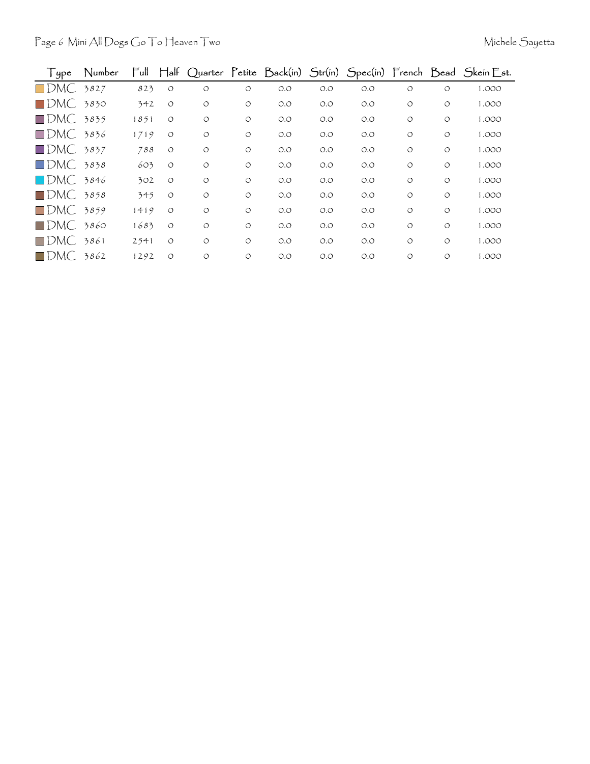| Type | Number | Full | Half | Quarter | Petite | Back(in) | Str(in) | Spec(in) | French | Bead | Skein Est. |
|---|---|---|---|---|---|---|---|---|---|---|---|
| DMC | 3827 | 823 | 0 | 0 | 0 | 0.0 | 0.0 | 0.0 | 0 | 0 | 1.000 |
| DMC | 3830 | 342 | 0 | 0 | 0 | 0.0 | 0.0 | 0.0 | 0 | 0 | 1.000 |
| DMC | 3835 | 1851 | 0 | 0 | 0 | 0.0 | 0.0 | 0.0 | 0 | 0 | 1.000 |
| DMC | 3836 | 1719 | 0 | 0 | 0 | 0.0 | 0.0 | 0.0 | 0 | 0 | 1.000 |
| DMC | 3837 | 788 | 0 | 0 | 0 | 0.0 | 0.0 | 0.0 | 0 | 0 | 1.000 |
| DMC | 3838 | 603 | 0 | 0 | 0 | 0.0 | 0.0 | 0.0 | 0 | 0 | 1.000 |
| DMC | 3846 | 302 | 0 | 0 | 0 | 0.0 | 0.0 | 0.0 | 0 | 0 | 1.000 |
| DMC | 3858 | 345 | 0 | 0 | 0 | 0.0 | 0.0 | 0.0 | 0 | 0 | 1.000 |
| DMC | 3859 | 1419 | 0 | 0 | 0 | 0.0 | 0.0 | 0.0 | 0 | 0 | 1.000 |
| DMC | 3860 | 1683 | 0 | 0 | 0 | 0.0 | 0.0 | 0.0 | 0 | 0 | 1.000 |
| DMC | 3861 | 2541 | 0 | 0 | 0 | 0.0 | 0.0 | 0.0 | 0 | 0 | 1.000 |
| DMC | 3862 | 1292 | 0 | 0 | 0 | 0.0 | 0.0 | 0.0 | 0 | 0 | 1.000 |